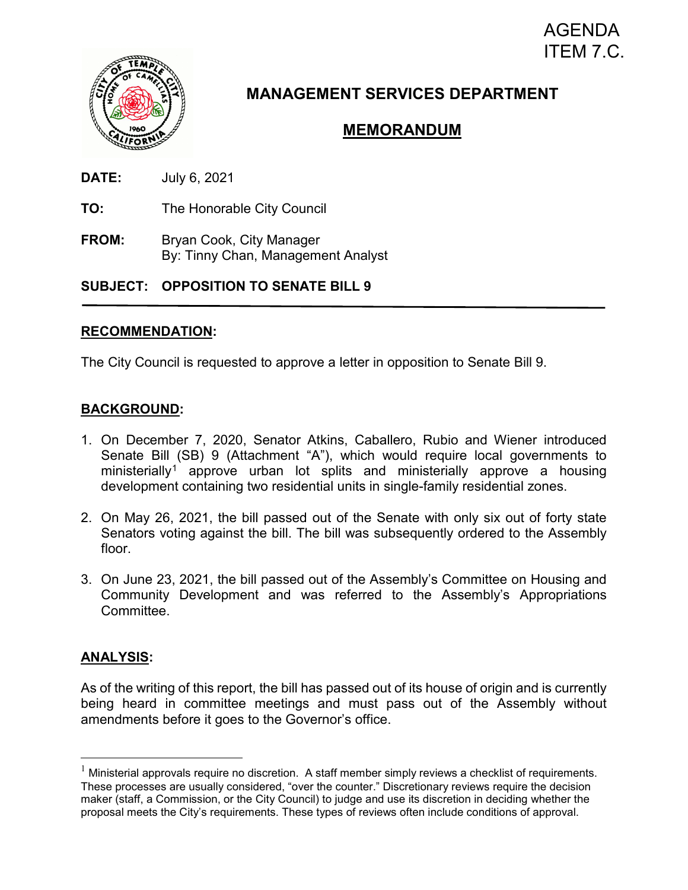AGENDA
ITEM 7.C.

# MANAGEMENT SERVICES DEPARTMENT

## MEMORANDUM

**DATE:** July 6, 2021

**TO:** The Honorable City Council

**FROM:** Bryan Cook, City Manager
By: Tinny Chan, Management Analyst

**SUBJECT: OPPOSITION TO SENATE BILL 9**

---

**RECOMMENDATION:**

The City Council is requested to approve a letter in opposition to Senate Bill 9.

**BACKGROUND:**

1. On December 7, 2020, Senator Atkins, Caballero, Rubio and Wiener introduced Senate Bill (SB) 9 (Attachment "A"), which would require local governments to ministerially[1] approve urban lot splits and ministerially approve a housing development containing two residential units in single-family residential zones.

2. On May 26, 2021, the bill passed out of the Senate with only six out of forty state Senators voting against the bill. The bill was subsequently ordered to the Assembly floor.

3. On June 23, 2021, the bill passed out of the Assembly's Committee on Housing and Community Development and was referred to the Assembly's Appropriations Committee.

**ANALYSIS:**

As of the writing of this report, the bill has passed out of its house of origin and is currently being heard in committee meetings and must pass out of the Assembly without amendments before it goes to the Governor's office.

---

[1] Ministerial approvals require no discretion. A staff member simply reviews a checklist of requirements. These processes are usually considered, "over the counter." Discretionary reviews require the decision maker (staff, a Commission, or the City Council) to judge and use its discretion in deciding whether the proposal meets the City's requirements. These types of reviews often include conditions of approval.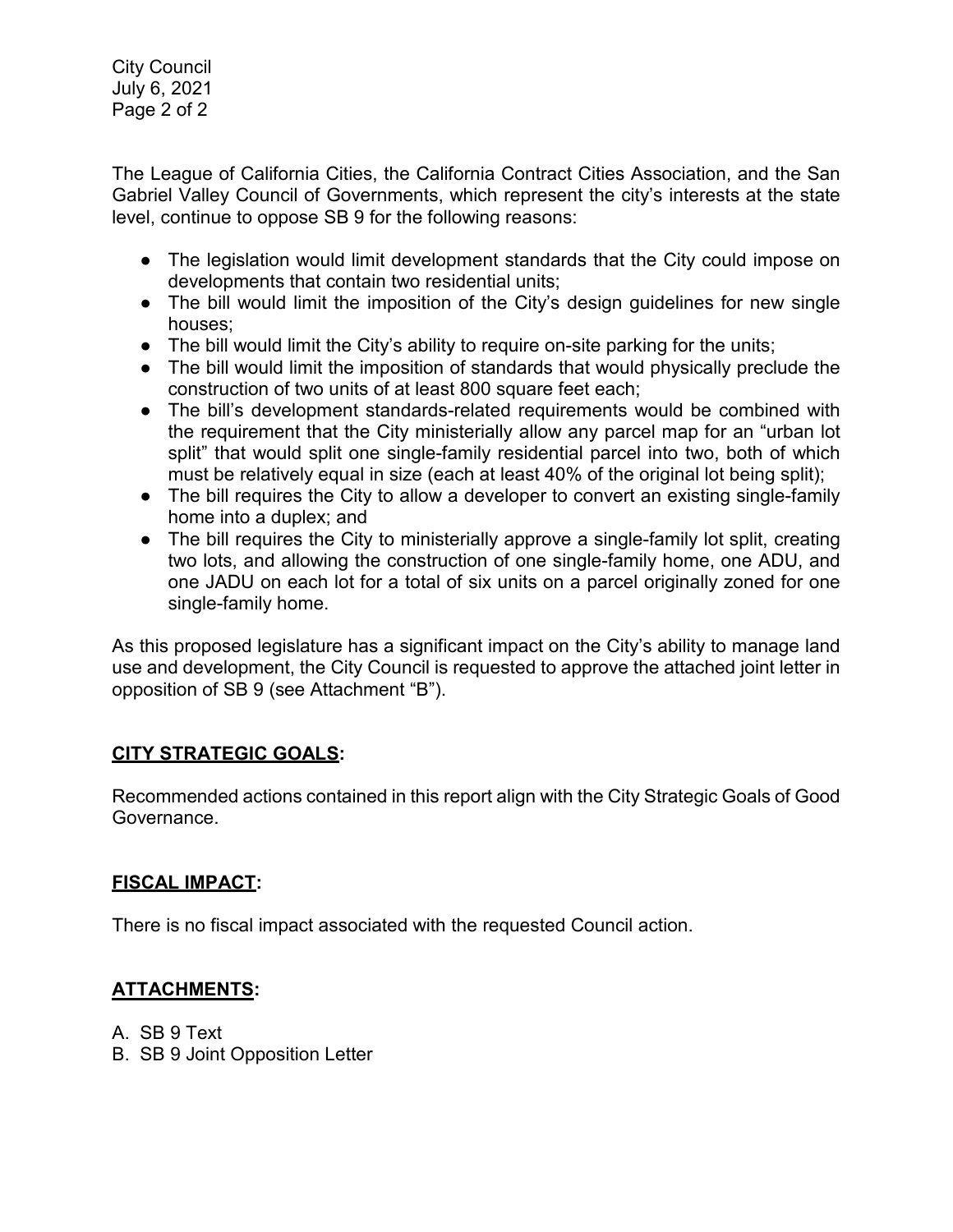The League of California Cities, the California Contract Cities Association, and the San Gabriel Valley Council of Governments, which represent the city's interests at the state level, continue to oppose SB 9 for the following reasons:

- The legislation would limit development standards that the City could impose on developments that contain two residential units;
- The bill would limit the imposition of the City's design guidelines for new single houses;
- The bill would limit the City's ability to require on-site parking for the units;
- The bill would limit the imposition of standards that would physically preclude the construction of two units of at least 800 square feet each;
- The bill's development standards-related requirements would be combined with the requirement that the City ministerially allow any parcel map for an "urban lot split" that would split one single-family residential parcel into two, both of which must be relatively equal in size (each at least 40% of the original lot being split);
- The bill requires the City to allow a developer to convert an existing single-family home into a duplex; and
- The bill requires the City to ministerially approve a single-family lot split, creating two lots, and allowing the construction of one single-family home, one ADU, and one JADU on each lot for a total of six units on a parcel originally zoned for one single-family home.

As this proposed legislature has a significant impact on the City's ability to manage land use and development, the City Council is requested to approve the attached joint letter in opposition of SB 9 (see Attachment "B").

## **CITY STRATEGIC GOALS:**

Recommended actions contained in this report align with the City Strategic Goals of Good Governance.

## **FISCAL IMPACT:**

There is no fiscal impact associated with the requested Council action.

## **ATTACHMENTS:**

A. SB 9 Text
B. SB 9 Joint Opposition Letter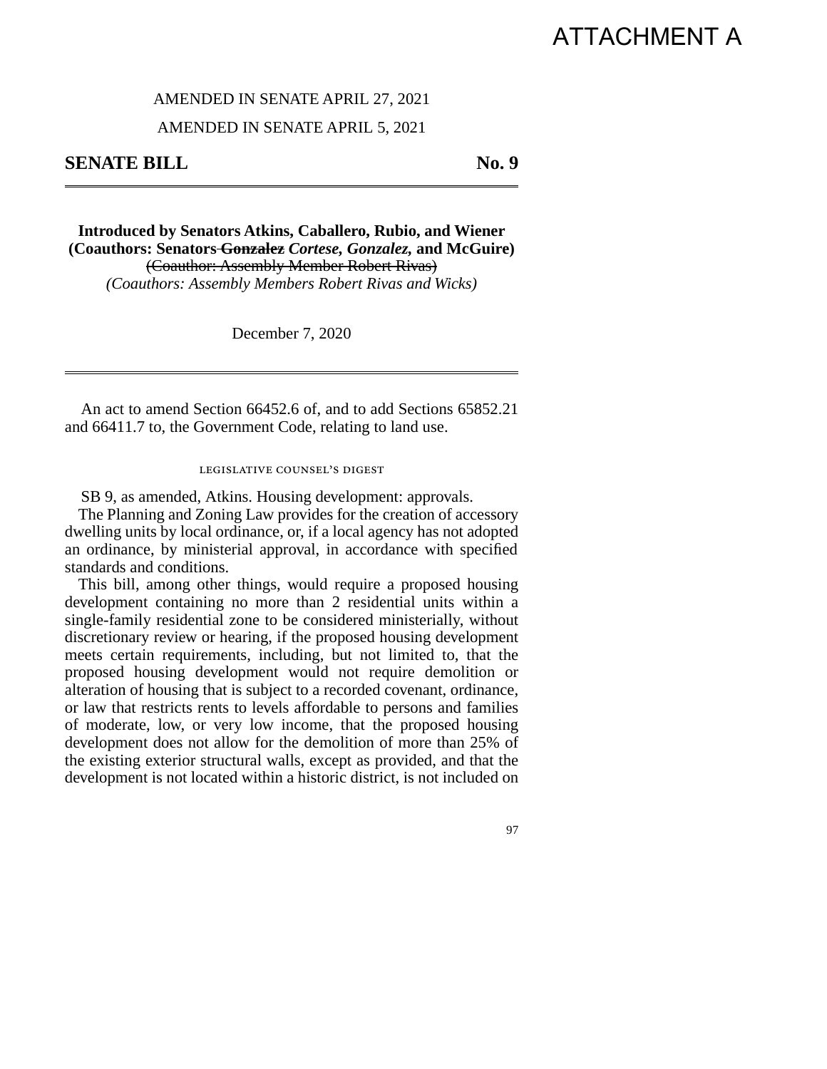# ATTACHMENT A

AMENDED IN SENATE APRIL 27, 2021

AMENDED IN SENATE APRIL 5, 2021

## SENATE BILL No. 9

**Introduced by Senators Atkins, Caballero, Rubio, and Wiener**
**(Coauthors: Senators ~~Gonzalez~~ *Cortese, Gonzalez,* and McGuire)**
~~(Coauthor: Assembly Member Robert Rivas)~~
*(Coauthors: Assembly Members Robert Rivas and Wicks)*

December 7, 2020

An act to amend Section 66452.6 of, and to add Sections 65852.21 and 66411.7 to, the Government Code, relating to land use.

LEGISLATIVE COUNSEL'S DIGEST

SB 9, as amended, Atkins. Housing development: approvals.

The Planning and Zoning Law provides for the creation of accessory dwelling units by local ordinance, or, if a local agency has not adopted an ordinance, by ministerial approval, in accordance with specified standards and conditions.

This bill, among other things, would require a proposed housing development containing no more than 2 residential units within a single-family residential zone to be considered ministerially, without discretionary review or hearing, if the proposed housing development meets certain requirements, including, but not limited to, that the proposed housing development would not require demolition or alteration of housing that is subject to a recorded covenant, ordinance, or law that restricts rents to levels affordable to persons and families of moderate, low, or very low income, that the proposed housing development does not allow for the demolition of more than 25% of the existing exterior structural walls, except as provided, and that the development is not located within a historic district, is not included on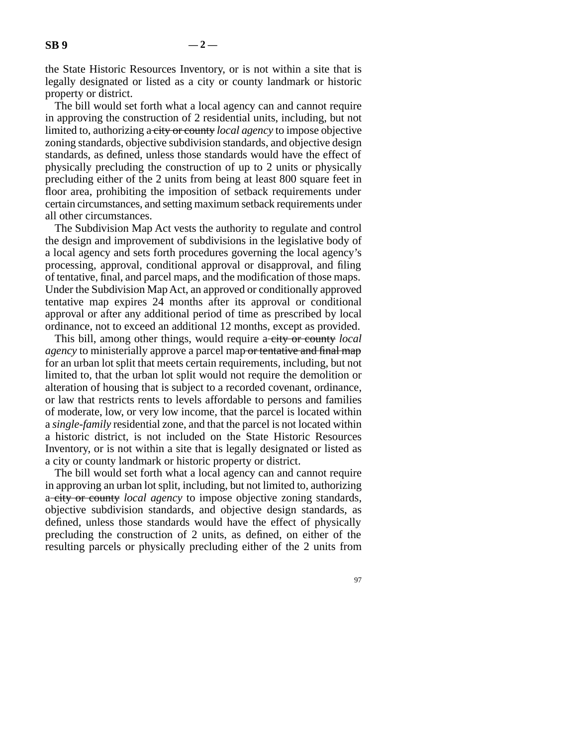the State Historic Resources Inventory, or is not within a site that is legally designated or listed as a city or county landmark or historic property or district.

The bill would set forth what a local agency can and cannot require in approving the construction of 2 residential units, including, but not limited to, authorizing a ~~city or county~~ *local agency* to impose objective zoning standards, objective subdivision standards, and objective design standards, as defined, unless those standards would have the effect of physically precluding the construction of up to 2 units or physically precluding either of the 2 units from being at least 800 square feet in floor area, prohibiting the imposition of setback requirements under certain circumstances, and setting maximum setback requirements under all other circumstances.

The Subdivision Map Act vests the authority to regulate and control the design and improvement of subdivisions in the legislative body of a local agency and sets forth procedures governing the local agency's processing, approval, conditional approval or disapproval, and filing of tentative, final, and parcel maps, and the modification of those maps. Under the Subdivision Map Act, an approved or conditionally approved tentative map expires 24 months after its approval or conditional approval or after any additional period of time as prescribed by local ordinance, not to exceed an additional 12 months, except as provided.

This bill, among other things, would require a ~~city or county~~ *local agency* to ministerially approve a parcel map ~~or tentative and final map~~ for an urban lot split that meets certain requirements, including, but not limited to, that the urban lot split would not require the demolition or alteration of housing that is subject to a recorded covenant, ordinance, or law that restricts rents to levels affordable to persons and families of moderate, low, or very low income, that the parcel is located within a *single-family* residential zone, and that the parcel is not located within a historic district, is not included on the State Historic Resources Inventory, or is not within a site that is legally designated or listed as a city or county landmark or historic property or district.

The bill would set forth what a local agency can and cannot require in approving an urban lot split, including, but not limited to, authorizing a ~~city or county~~ *local agency* to impose objective zoning standards, objective subdivision standards, and objective design standards, as defined, unless those standards would have the effect of physically precluding the construction of 2 units, as defined, on either of the resulting parcels or physically precluding either of the 2 units from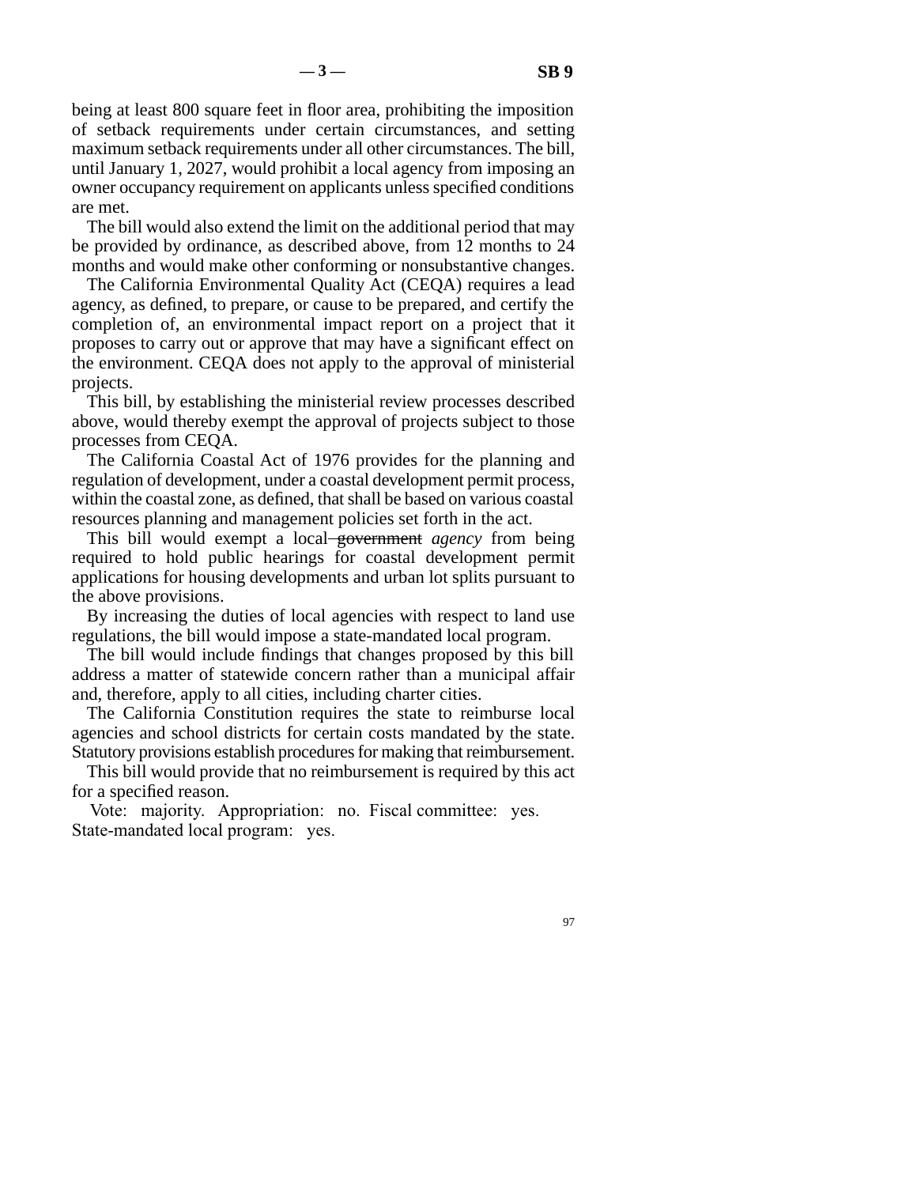being at least 800 square feet in floor area, prohibiting the imposition of setback requirements under certain circumstances, and setting maximum setback requirements under all other circumstances. The bill, until January 1, 2027, would prohibit a local agency from imposing an owner occupancy requirement on applicants unless specified conditions are met.

The bill would also extend the limit on the additional period that may be provided by ordinance, as described above, from 12 months to 24 months and would make other conforming or nonsubstantive changes.

The California Environmental Quality Act (CEQA) requires a lead agency, as defined, to prepare, or cause to be prepared, and certify the completion of, an environmental impact report on a project that it proposes to carry out or approve that may have a significant effect on the environment. CEQA does not apply to the approval of ministerial projects.

This bill, by establishing the ministerial review processes described above, would thereby exempt the approval of projects subject to those processes from CEQA.

The California Coastal Act of 1976 provides for the planning and regulation of development, under a coastal development permit process, within the coastal zone, as defined, that shall be based on various coastal resources planning and management policies set forth in the act.

This bill would exempt a local ~~government~~ *agency* from being required to hold public hearings for coastal development permit applications for housing developments and urban lot splits pursuant to the above provisions.

By increasing the duties of local agencies with respect to land use regulations, the bill would impose a state-mandated local program.

The bill would include findings that changes proposed by this bill address a matter of statewide concern rather than a municipal affair and, therefore, apply to all cities, including charter cities.

The California Constitution requires the state to reimburse local agencies and school districts for certain costs mandated by the state. Statutory provisions establish procedures for making that reimbursement.

This bill would provide that no reimbursement is required by this act for a specified reason.

Vote: majority. Appropriation: no. Fiscal committee: yes. State-mandated local program: yes.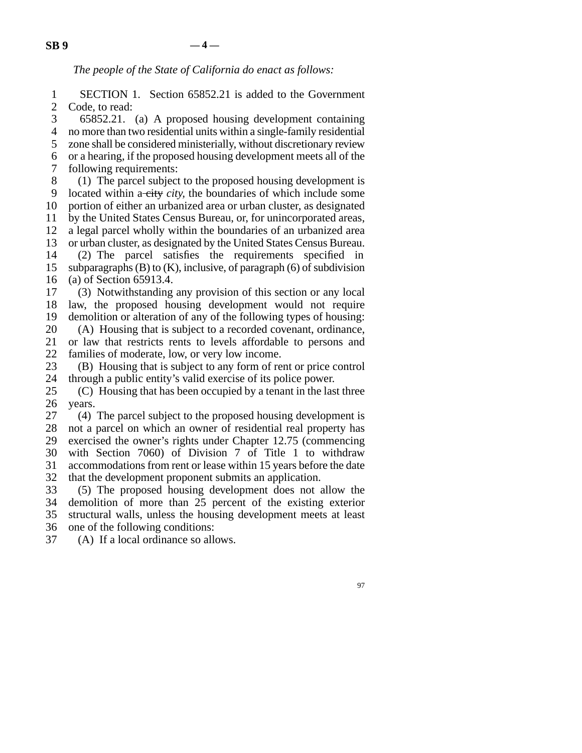*The people of the State of California do enact as follows:*

SECTION 1. Section 65852.21 is added to the Government Code, to read:

65852.21. (a) A proposed housing development containing no more than two residential units within a single-family residential zone shall be considered ministerially, without discretionary review or a hearing, if the proposed housing development meets all of the following requirements:

(1) The parcel subject to the proposed housing development is located within a ~~city~~ *city,* the boundaries of which include some portion of either an urbanized area or urban cluster, as designated by the United States Census Bureau, or, for unincorporated areas, a legal parcel wholly within the boundaries of an urbanized area or urban cluster, as designated by the United States Census Bureau.

(2) The parcel satisfies the requirements specified in subparagraphs (B) to (K), inclusive, of paragraph (6) of subdivision (a) of Section 65913.4.

(3) Notwithstanding any provision of this section or any local law, the proposed housing development would not require demolition or alteration of any of the following types of housing:

(A) Housing that is subject to a recorded covenant, ordinance, or law that restricts rents to levels affordable to persons and families of moderate, low, or very low income.

(B) Housing that is subject to any form of rent or price control through a public entity's valid exercise of its police power.

(C) Housing that has been occupied by a tenant in the last three years.

(4) The parcel subject to the proposed housing development is not a parcel on which an owner of residential real property has exercised the owner's rights under Chapter 12.75 (commencing with Section 7060) of Division 7 of Title 1 to withdraw accommodations from rent or lease within 15 years before the date that the development proponent submits an application.

(5) The proposed housing development does not allow the demolition of more than 25 percent of the existing exterior structural walls, unless the housing development meets at least one of the following conditions:

(A) If a local ordinance so allows.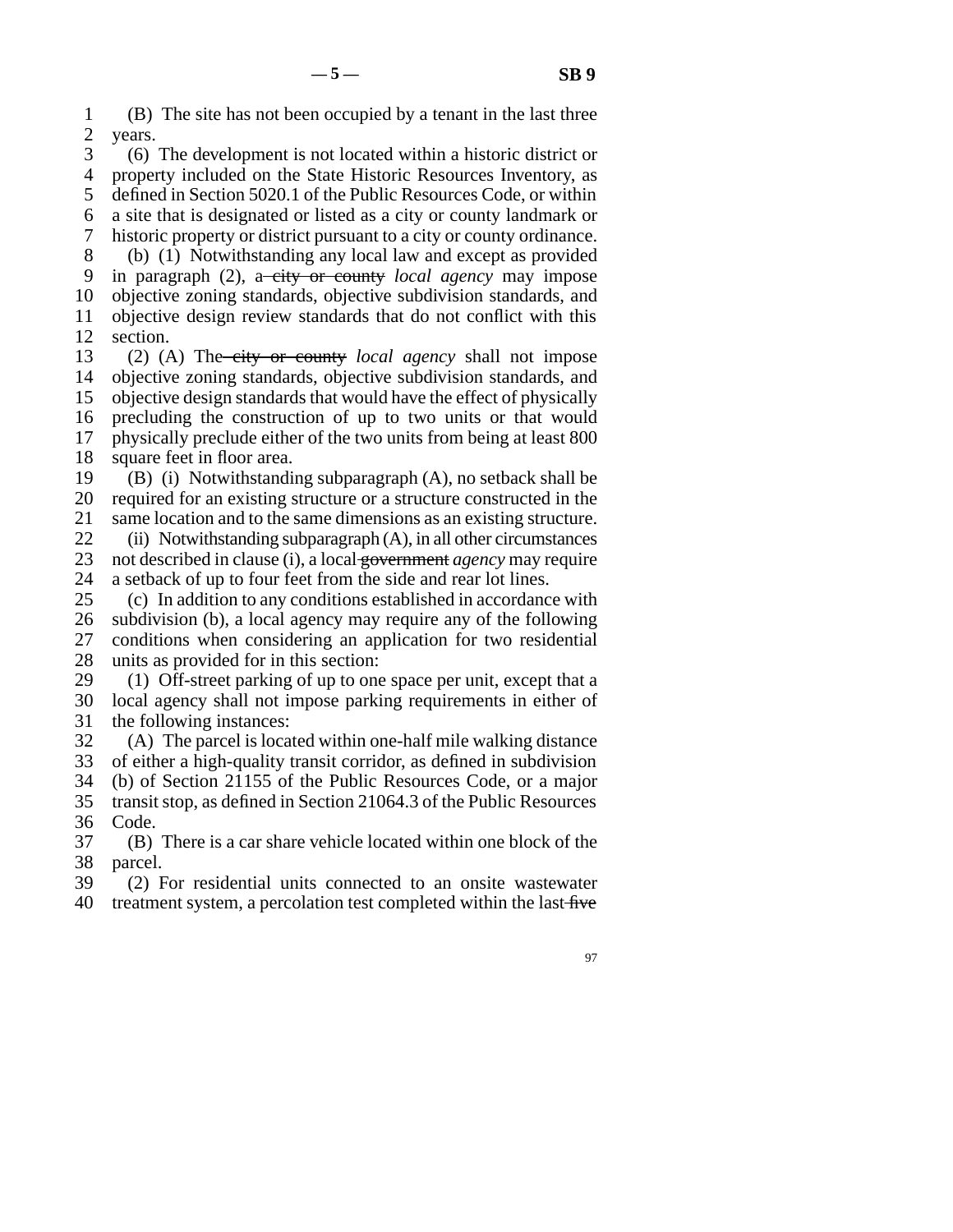(B) The site has not been occupied by a tenant in the last three years.

(6) The development is not located within a historic district or property included on the State Historic Resources Inventory, as defined in Section 5020.1 of the Public Resources Code, or within a site that is designated or listed as a city or county landmark or historic property or district pursuant to a city or county ordinance.

(b) (1) Notwithstanding any local law and except as provided in paragraph (2), a ~~city or county~~ *local agency* may impose objective zoning standards, objective subdivision standards, and objective design review standards that do not conflict with this section.

(2) (A) The ~~city or county~~ *local agency* shall not impose objective zoning standards, objective subdivision standards, and objective design standards that would have the effect of physically precluding the construction of up to two units or that would physically preclude either of the two units from being at least 800 square feet in floor area.

(B) (i) Notwithstanding subparagraph (A), no setback shall be required for an existing structure or a structure constructed in the same location and to the same dimensions as an existing structure.

(ii) Notwithstanding subparagraph (A), in all other circumstances not described in clause (i), a local ~~government~~ *agency* may require a setback of up to four feet from the side and rear lot lines.

(c) In addition to any conditions established in accordance with subdivision (b), a local agency may require any of the following conditions when considering an application for two residential units as provided for in this section:

(1) Off-street parking of up to one space per unit, except that a local agency shall not impose parking requirements in either of the following instances:

(A) The parcel is located within one-half mile walking distance of either a high-quality transit corridor, as defined in subdivision (b) of Section 21155 of the Public Resources Code, or a major transit stop, as defined in Section 21064.3 of the Public Resources Code.

(B) There is a car share vehicle located within one block of the parcel.

(2) For residential units connected to an onsite wastewater treatment system, a percolation test completed within the last ~~five~~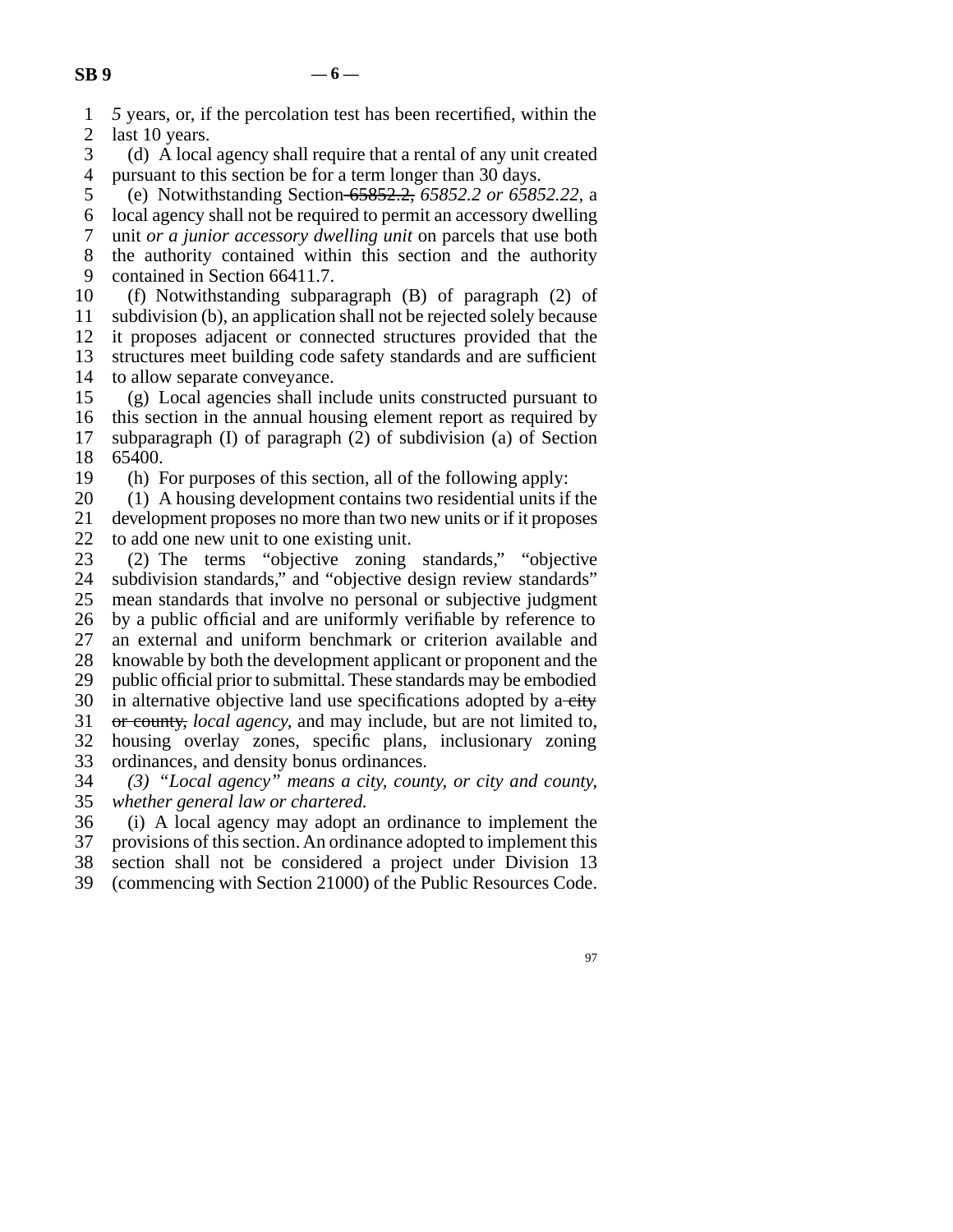*5* years, or, if the percolation test has been recertified, within the last 10 years.

(d) A local agency shall require that a rental of any unit created pursuant to this section be for a term longer than 30 days.

(e) Notwithstanding Section ~~65852.2,~~ *65852.2 or 65852.22,* a local agency shall not be required to permit an accessory dwelling unit *or a junior accessory dwelling unit* on parcels that use both the authority contained within this section and the authority contained in Section 66411.7.

(f) Notwithstanding subparagraph (B) of paragraph (2) of subdivision (b), an application shall not be rejected solely because it proposes adjacent or connected structures provided that the structures meet building code safety standards and are sufficient to allow separate conveyance.

(g) Local agencies shall include units constructed pursuant to this section in the annual housing element report as required by subparagraph (I) of paragraph (2) of subdivision (a) of Section 65400.

(h) For purposes of this section, all of the following apply:

(1) A housing development contains two residential units if the development proposes no more than two new units or if it proposes to add one new unit to one existing unit.

(2) The terms "objective zoning standards," "objective subdivision standards," and "objective design review standards" mean standards that involve no personal or subjective judgment by a public official and are uniformly verifiable by reference to an external and uniform benchmark or criterion available and knowable by both the development applicant or proponent and the public official prior to submittal. These standards may be embodied in alternative objective land use specifications adopted by a ~~city or county,~~ *local agency,* and may include, but are not limited to, housing overlay zones, specific plans, inclusionary zoning ordinances, and density bonus ordinances.

*(3) "Local agency" means a city, county, or city and county, whether general law or chartered.*

(i) A local agency may adopt an ordinance to implement the provisions of this section. An ordinance adopted to implement this section shall not be considered a project under Division 13 (commencing with Section 21000) of the Public Resources Code.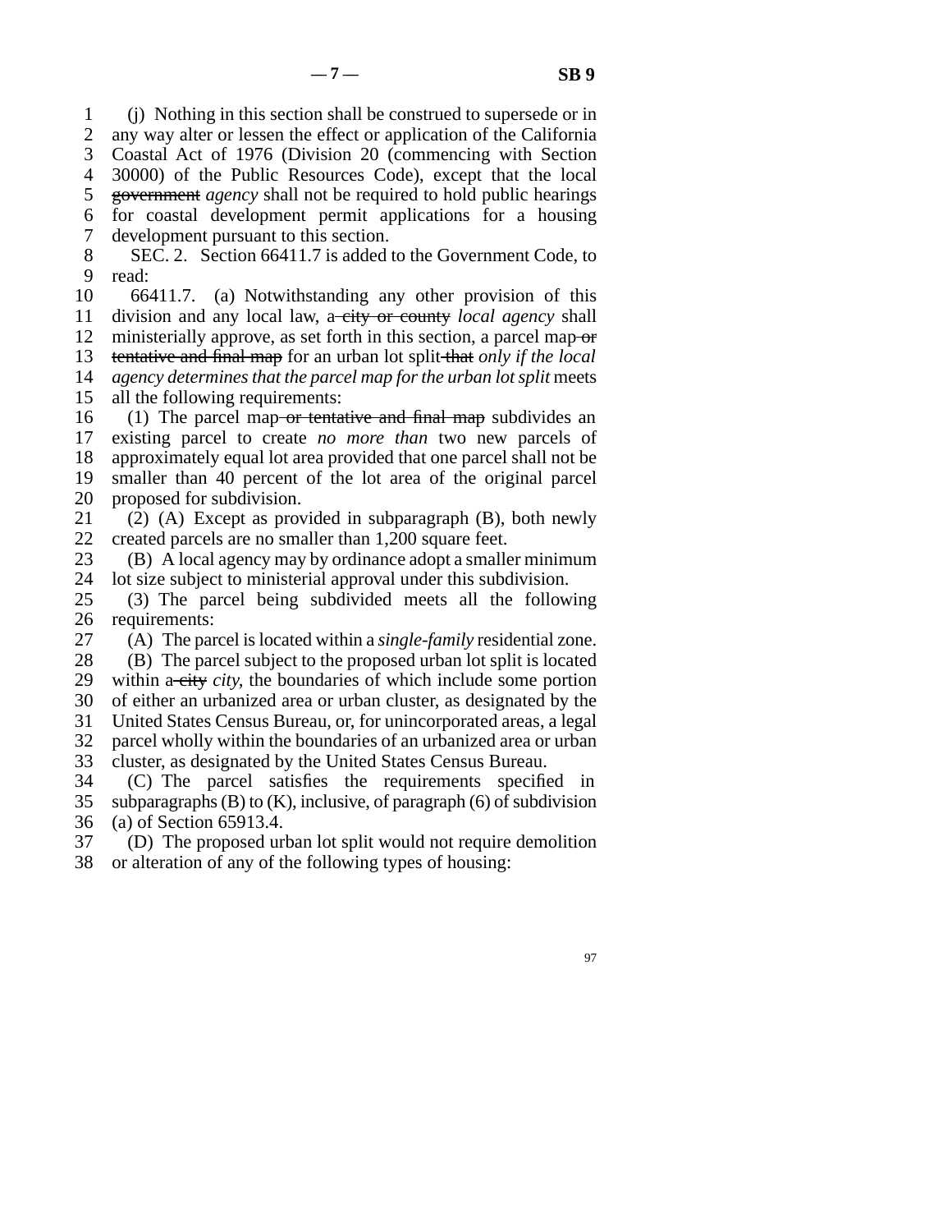(j) Nothing in this section shall be construed to supersede or in any way alter or lessen the effect or application of the California Coastal Act of 1976 (Division 20 (commencing with Section 30000) of the Public Resources Code), except that the local ~~government~~ *agency* shall not be required to hold public hearings for coastal development permit applications for a housing development pursuant to this section.

SEC. 2. Section 66411.7 is added to the Government Code, to read:

66411.7. (a) Notwithstanding any other provision of this division and any local law, a ~~city or county~~ *local agency* shall ministerially approve, as set forth in this section, a parcel map ~~or tentative and final map~~ for an urban lot split ~~that~~ *only if the local agency determines that the parcel map for the urban lot split* meets all the following requirements:

(1) The parcel map ~~or tentative and final map~~ subdivides an existing parcel to create *no more than* two new parcels of approximately equal lot area provided that one parcel shall not be smaller than 40 percent of the lot area of the original parcel proposed for subdivision.

(2) (A) Except as provided in subparagraph (B), both newly created parcels are no smaller than 1,200 square feet.

(B) A local agency may by ordinance adopt a smaller minimum lot size subject to ministerial approval under this subdivision.

(3) The parcel being subdivided meets all the following requirements:

(A) The parcel is located within a *single-family* residential zone.

(B) The parcel subject to the proposed urban lot split is located within a ~~city~~ *city,* the boundaries of which include some portion of either an urbanized area or urban cluster, as designated by the United States Census Bureau, or, for unincorporated areas, a legal parcel wholly within the boundaries of an urbanized area or urban cluster, as designated by the United States Census Bureau.

(C) The parcel satisfies the requirements specified in subparagraphs (B) to (K), inclusive, of paragraph (6) of subdivision (a) of Section 65913.4.

(D) The proposed urban lot split would not require demolition or alteration of any of the following types of housing: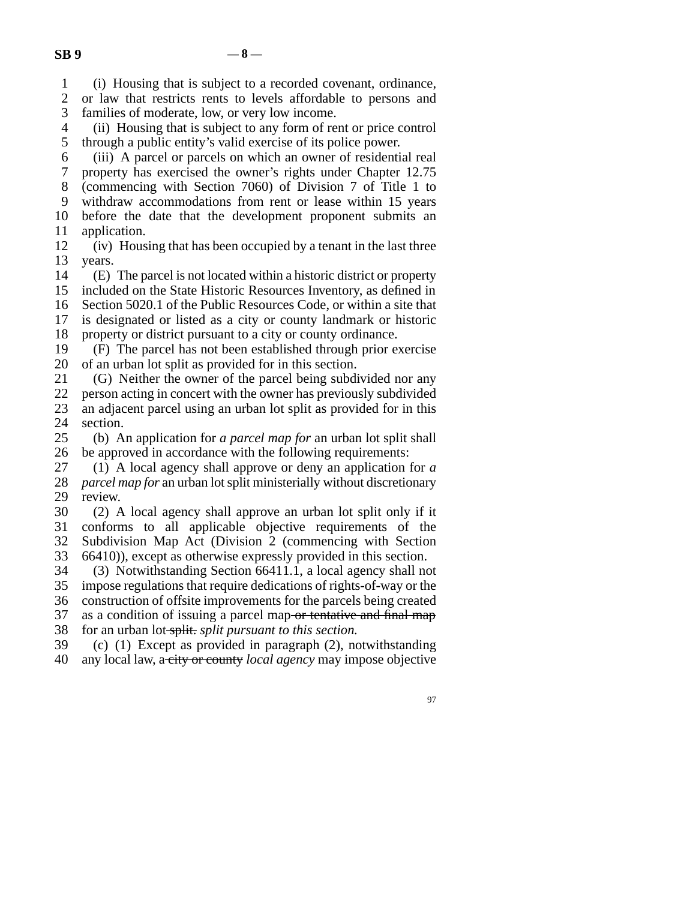(i) Housing that is subject to a recorded covenant, ordinance, or law that restricts rents to levels affordable to persons and families of moderate, low, or very low income.

(ii) Housing that is subject to any form of rent or price control through a public entity's valid exercise of its police power.

(iii) A parcel or parcels on which an owner of residential real property has exercised the owner's rights under Chapter 12.75 (commencing with Section 7060) of Division 7 of Title 1 to withdraw accommodations from rent or lease within 15 years before the date that the development proponent submits an application.

(iv) Housing that has been occupied by a tenant in the last three years.

(E) The parcel is not located within a historic district or property included on the State Historic Resources Inventory, as defined in Section 5020.1 of the Public Resources Code, or within a site that is designated or listed as a city or county landmark or historic property or district pursuant to a city or county ordinance.

(F) The parcel has not been established through prior exercise of an urban lot split as provided for in this section.

(G) Neither the owner of the parcel being subdivided nor any person acting in concert with the owner has previously subdivided an adjacent parcel using an urban lot split as provided for in this section.

(b) An application for *a parcel map for* an urban lot split shall be approved in accordance with the following requirements:

(1) A local agency shall approve or deny an application for *a parcel map for* an urban lot split ministerially without discretionary review.

(2) A local agency shall approve an urban lot split only if it conforms to all applicable objective requirements of the Subdivision Map Act (Division 2 (commencing with Section 66410)), except as otherwise expressly provided in this section.

(3) Notwithstanding Section 66411.1, a local agency shall not impose regulations that require dedications of rights-of-way or the construction of offsite improvements for the parcels being created as a condition of issuing a parcel map ~~or tentative and final map~~ for an urban lot ~~split.~~ *split pursuant to this section.*

(c) (1) Except as provided in paragraph (2), notwithstanding any local law, a ~~city or county~~ *local agency* may impose objective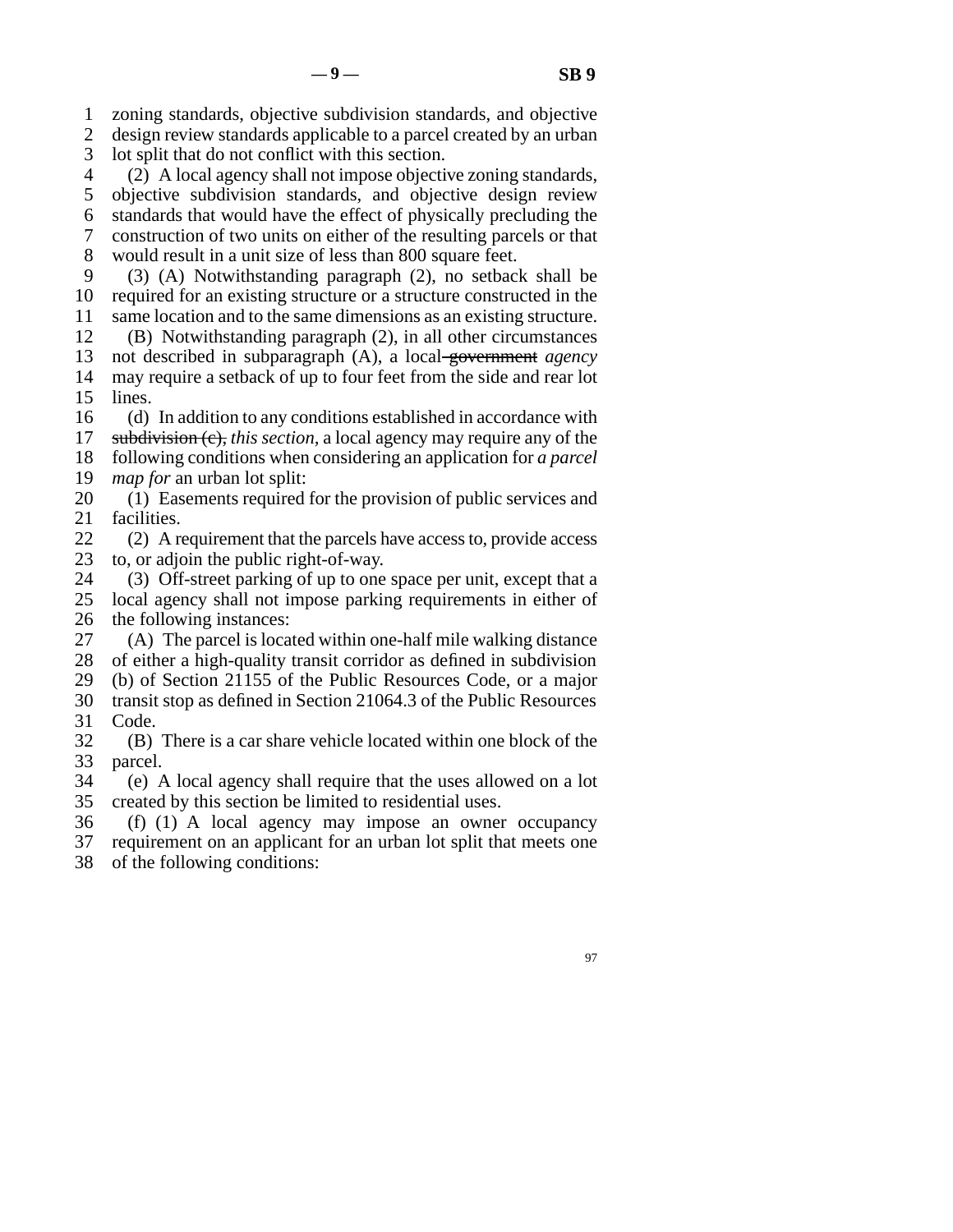zoning standards, objective subdivision standards, and objective design review standards applicable to a parcel created by an urban lot split that do not conflict with this section.

(2) A local agency shall not impose objective zoning standards, objective subdivision standards, and objective design review standards that would have the effect of physically precluding the construction of two units on either of the resulting parcels or that would result in a unit size of less than 800 square feet.

(3) (A) Notwithstanding paragraph (2), no setback shall be required for an existing structure or a structure constructed in the same location and to the same dimensions as an existing structure.

(B) Notwithstanding paragraph (2), in all other circumstances not described in subparagraph (A), a local ~~government~~ *agency* may require a setback of up to four feet from the side and rear lot lines.

(d) In addition to any conditions established in accordance with ~~subdivision (c),~~ *this section,* a local agency may require any of the following conditions when considering an application for *a parcel map for* an urban lot split:

(1) Easements required for the provision of public services and facilities.

(2) A requirement that the parcels have access to, provide access to, or adjoin the public right-of-way.

(3) Off-street parking of up to one space per unit, except that a local agency shall not impose parking requirements in either of the following instances:

(A) The parcel is located within one-half mile walking distance of either a high-quality transit corridor as defined in subdivision (b) of Section 21155 of the Public Resources Code, or a major transit stop as defined in Section 21064.3 of the Public Resources Code.

(B) There is a car share vehicle located within one block of the parcel.

(e) A local agency shall require that the uses allowed on a lot created by this section be limited to residential uses.

(f) (1) A local agency may impose an owner occupancy requirement on an applicant for an urban lot split that meets one of the following conditions: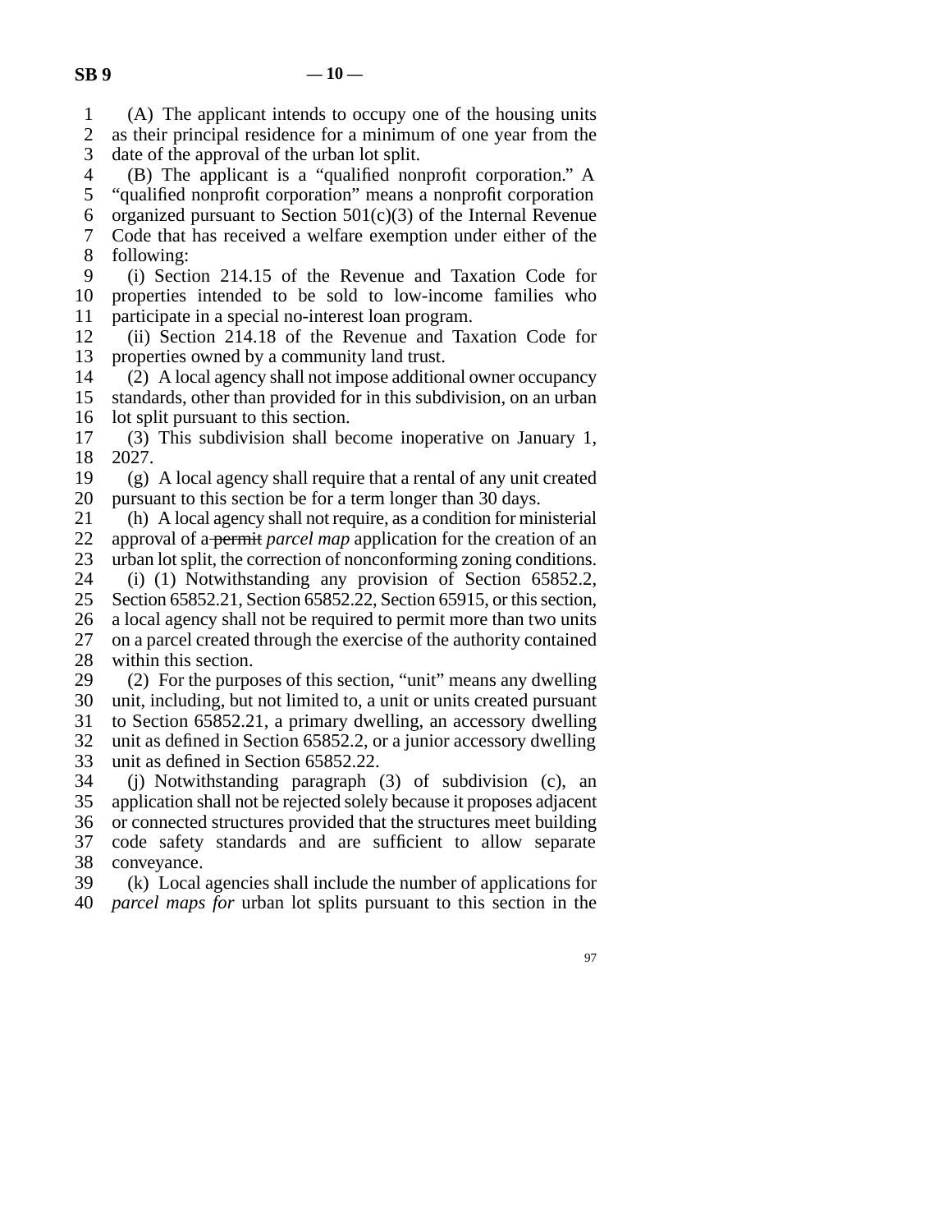(A) The applicant intends to occupy one of the housing units as their principal residence for a minimum of one year from the date of the approval of the urban lot split.

(B) The applicant is a "qualified nonprofit corporation." A "qualified nonprofit corporation" means a nonprofit corporation organized pursuant to Section 501(c)(3) of the Internal Revenue Code that has received a welfare exemption under either of the following:

(i) Section 214.15 of the Revenue and Taxation Code for properties intended to be sold to low-income families who participate in a special no-interest loan program.

(ii) Section 214.18 of the Revenue and Taxation Code for properties owned by a community land trust.

(2) A local agency shall not impose additional owner occupancy standards, other than provided for in this subdivision, on an urban lot split pursuant to this section.

(3) This subdivision shall become inoperative on January 1, 2027.

(g) A local agency shall require that a rental of any unit created pursuant to this section be for a term longer than 30 days.

(h) A local agency shall not require, as a condition for ministerial approval of a ~~permit~~ *parcel map* application for the creation of an urban lot split, the correction of nonconforming zoning conditions.

(i) (1) Notwithstanding any provision of Section 65852.2, Section 65852.21, Section 65852.22, Section 65915, or this section, a local agency shall not be required to permit more than two units on a parcel created through the exercise of the authority contained within this section.

(2) For the purposes of this section, "unit" means any dwelling unit, including, but not limited to, a unit or units created pursuant to Section 65852.21, a primary dwelling, an accessory dwelling unit as defined in Section 65852.2, or a junior accessory dwelling unit as defined in Section 65852.22.

(j) Notwithstanding paragraph (3) of subdivision (c), an application shall not be rejected solely because it proposes adjacent or connected structures provided that the structures meet building code safety standards and are sufficient to allow separate conveyance.

(k) Local agencies shall include the number of applications for *parcel maps for* urban lot splits pursuant to this section in the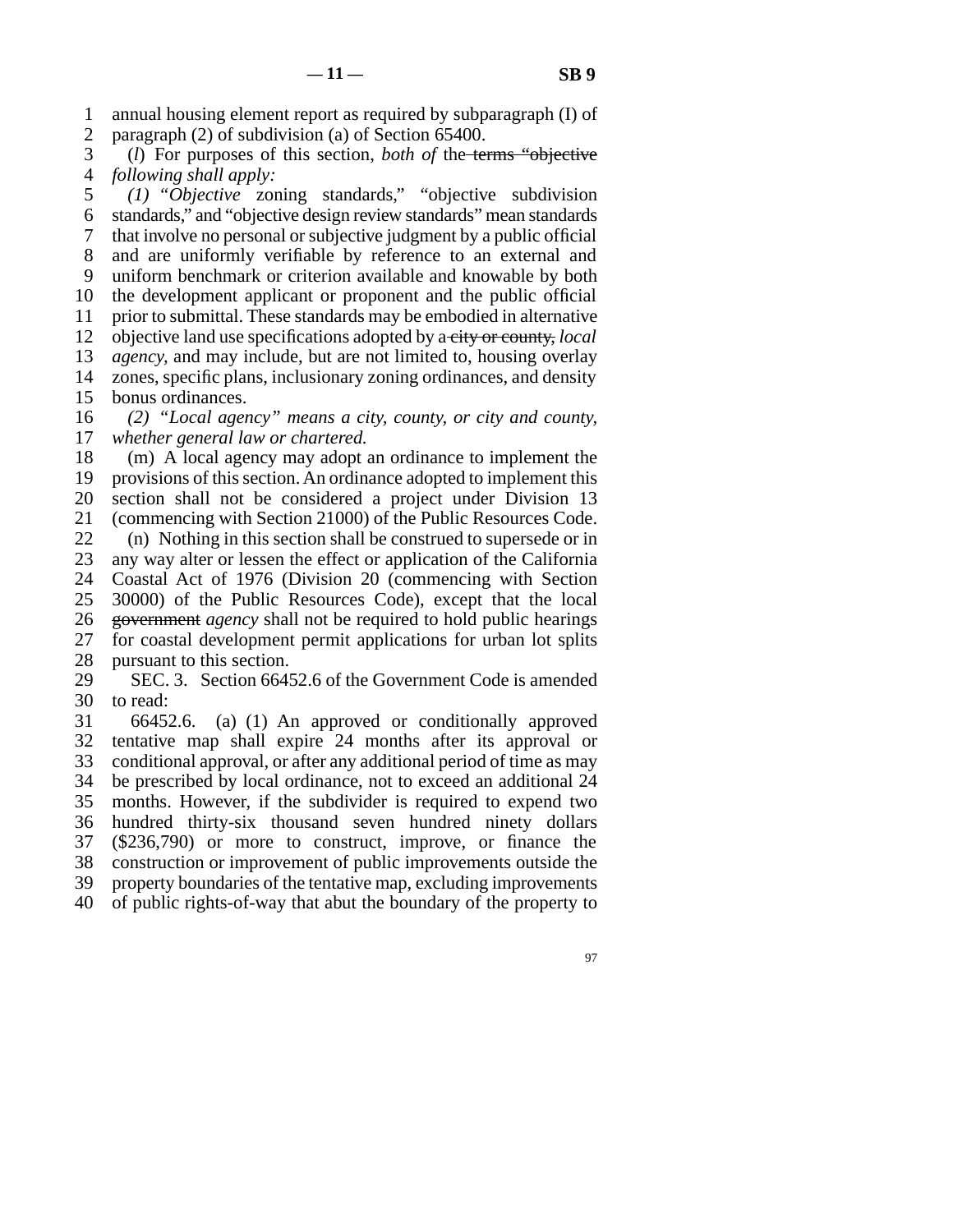annual housing element report as required by subparagraph (I) of paragraph (2) of subdivision (a) of Section 65400.

(*l*) For purposes of this section, *both of* the ~~terms "objective~~ *following shall apply:*

*(1) "Objective* zoning standards," "objective subdivision standards," and "objective design review standards" mean standards that involve no personal or subjective judgment by a public official and are uniformly verifiable by reference to an external and uniform benchmark or criterion available and knowable by both the development applicant or proponent and the public official prior to submittal. These standards may be embodied in alternative objective land use specifications adopted by a ~~city or county,~~ *local agency,* and may include, but are not limited to, housing overlay zones, specific plans, inclusionary zoning ordinances, and density bonus ordinances.

*(2) "Local agency" means a city, county, or city and county, whether general law or chartered.*

(m) A local agency may adopt an ordinance to implement the provisions of this section. An ordinance adopted to implement this section shall not be considered a project under Division 13 (commencing with Section 21000) of the Public Resources Code.

(n) Nothing in this section shall be construed to supersede or in any way alter or lessen the effect or application of the California Coastal Act of 1976 (Division 20 (commencing with Section 30000) of the Public Resources Code), except that the local ~~government~~ *agency* shall not be required to hold public hearings for coastal development permit applications for urban lot splits pursuant to this section.

SEC. 3. Section 66452.6 of the Government Code is amended to read:

66452.6. (a) (1) An approved or conditionally approved tentative map shall expire 24 months after its approval or conditional approval, or after any additional period of time as may be prescribed by local ordinance, not to exceed an additional 24 months. However, if the subdivider is required to expend two hundred thirty-six thousand seven hundred ninety dollars ($236,790) or more to construct, improve, or finance the construction or improvement of public improvements outside the property boundaries of the tentative map, excluding improvements of public rights-of-way that abut the boundary of the property to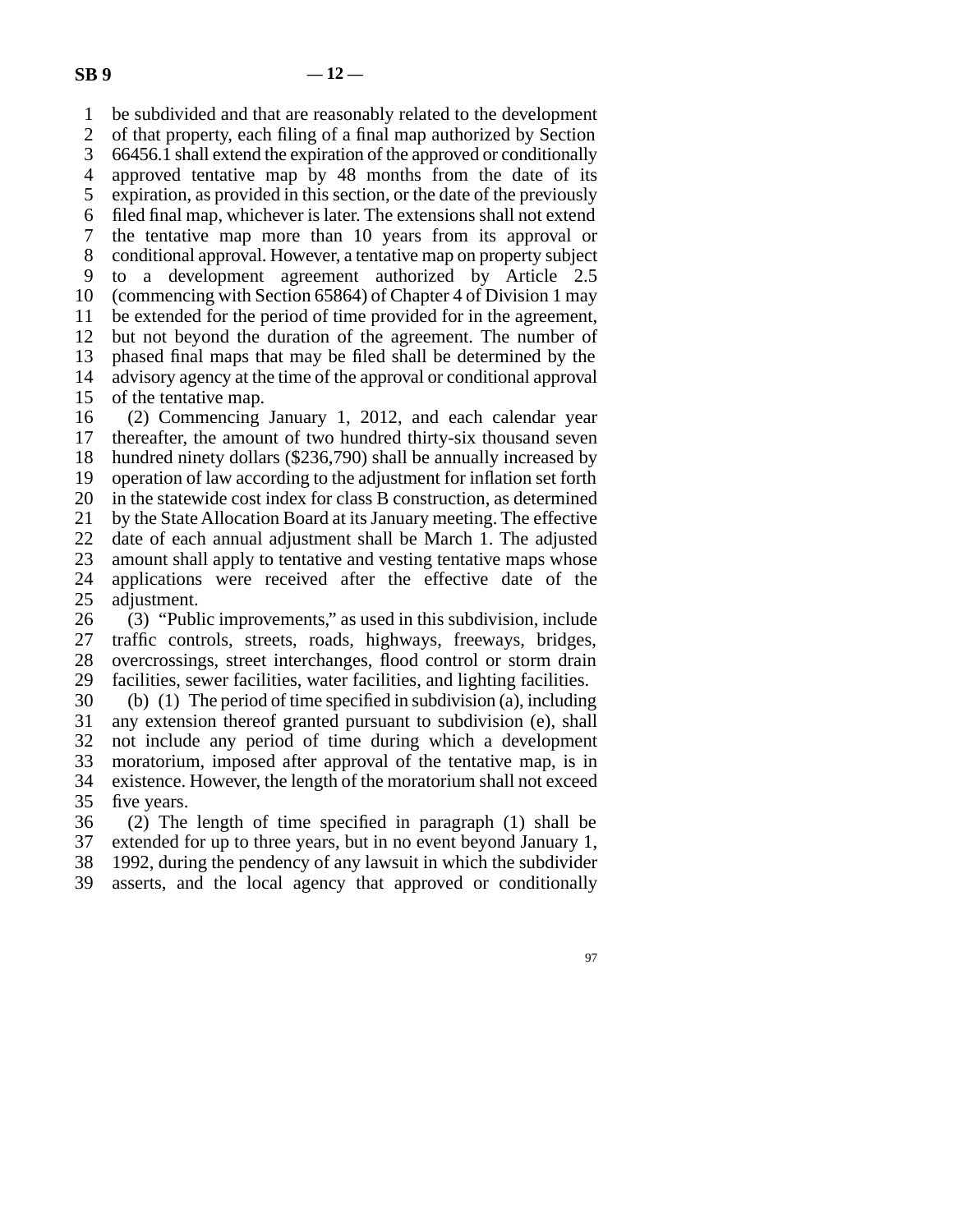be subdivided and that are reasonably related to the development of that property, each filing of a final map authorized by Section 66456.1 shall extend the expiration of the approved or conditionally approved tentative map by 48 months from the date of its expiration, as provided in this section, or the date of the previously filed final map, whichever is later. The extensions shall not extend the tentative map more than 10 years from its approval or conditional approval. However, a tentative map on property subject to a development agreement authorized by Article 2.5 (commencing with Section 65864) of Chapter 4 of Division 1 may be extended for the period of time provided for in the agreement, but not beyond the duration of the agreement. The number of phased final maps that may be filed shall be determined by the advisory agency at the time of the approval or conditional approval of the tentative map.

(2) Commencing January 1, 2012, and each calendar year thereafter, the amount of two hundred thirty-six thousand seven hundred ninety dollars ($236,790) shall be annually increased by operation of law according to the adjustment for inflation set forth in the statewide cost index for class B construction, as determined by the State Allocation Board at its January meeting. The effective date of each annual adjustment shall be March 1. The adjusted amount shall apply to tentative and vesting tentative maps whose applications were received after the effective date of the adjustment.

(3) "Public improvements," as used in this subdivision, include traffic controls, streets, roads, highways, freeways, bridges, overcrossings, street interchanges, flood control or storm drain facilities, sewer facilities, water facilities, and lighting facilities.

(b) (1) The period of time specified in subdivision (a), including any extension thereof granted pursuant to subdivision (e), shall not include any period of time during which a development moratorium, imposed after approval of the tentative map, is in existence. However, the length of the moratorium shall not exceed five years.

(2) The length of time specified in paragraph (1) shall be extended for up to three years, but in no event beyond January 1, 1992, during the pendency of any lawsuit in which the subdivider asserts, and the local agency that approved or conditionally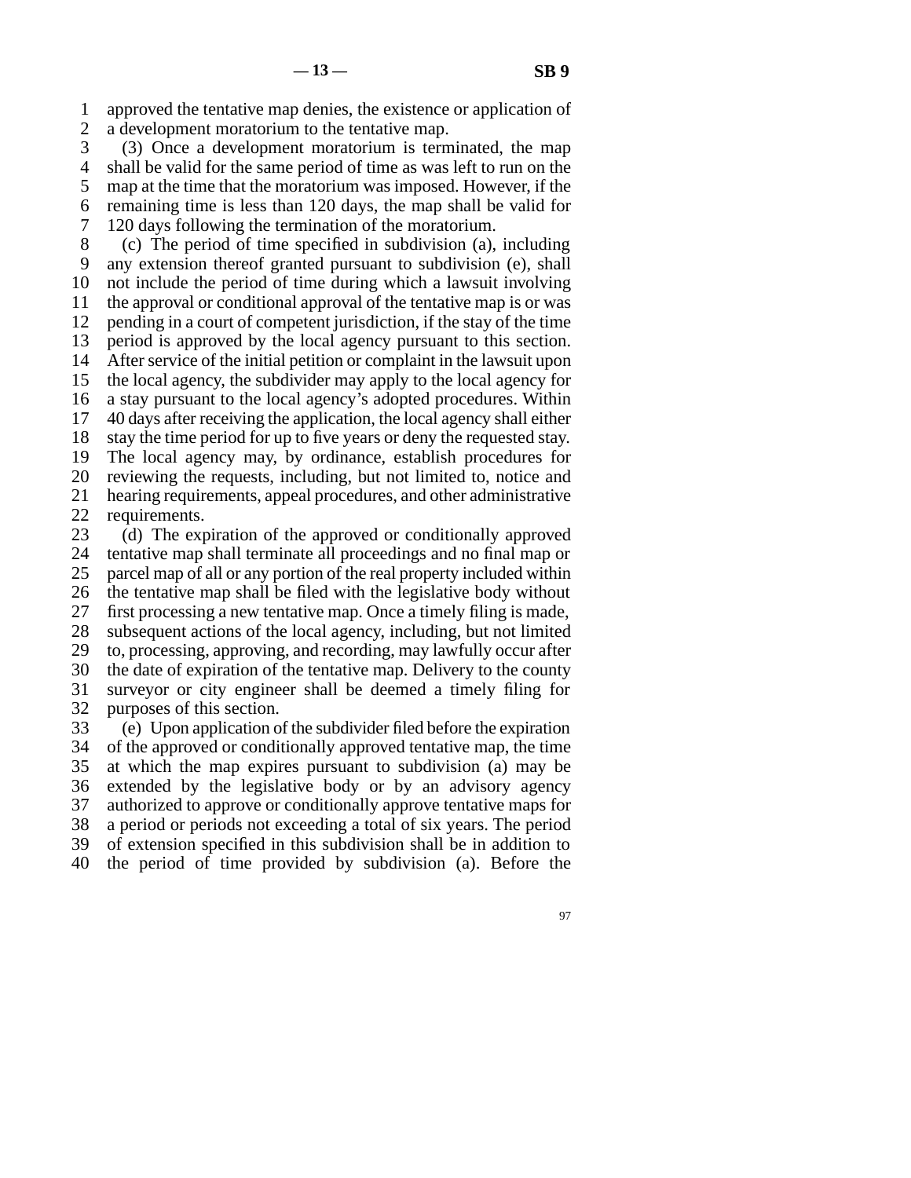approved the tentative map denies, the existence or application of a development moratorium to the tentative map.

(3) Once a development moratorium is terminated, the map shall be valid for the same period of time as was left to run on the map at the time that the moratorium was imposed. However, if the remaining time is less than 120 days, the map shall be valid for 120 days following the termination of the moratorium.

(c) The period of time specified in subdivision (a), including any extension thereof granted pursuant to subdivision (e), shall not include the period of time during which a lawsuit involving the approval or conditional approval of the tentative map is or was pending in a court of competent jurisdiction, if the stay of the time period is approved by the local agency pursuant to this section. After service of the initial petition or complaint in the lawsuit upon the local agency, the subdivider may apply to the local agency for a stay pursuant to the local agency's adopted procedures. Within 40 days after receiving the application, the local agency shall either stay the time period for up to five years or deny the requested stay. The local agency may, by ordinance, establish procedures for reviewing the requests, including, but not limited to, notice and hearing requirements, appeal procedures, and other administrative requirements.

(d) The expiration of the approved or conditionally approved tentative map shall terminate all proceedings and no final map or parcel map of all or any portion of the real property included within the tentative map shall be filed with the legislative body without first processing a new tentative map. Once a timely filing is made, subsequent actions of the local agency, including, but not limited to, processing, approving, and recording, may lawfully occur after the date of expiration of the tentative map. Delivery to the county surveyor or city engineer shall be deemed a timely filing for purposes of this section.

(e) Upon application of the subdivider filed before the expiration of the approved or conditionally approved tentative map, the time at which the map expires pursuant to subdivision (a) may be extended by the legislative body or by an advisory agency authorized to approve or conditionally approve tentative maps for a period or periods not exceeding a total of six years. The period of extension specified in this subdivision shall be in addition to the period of time provided by subdivision (a). Before the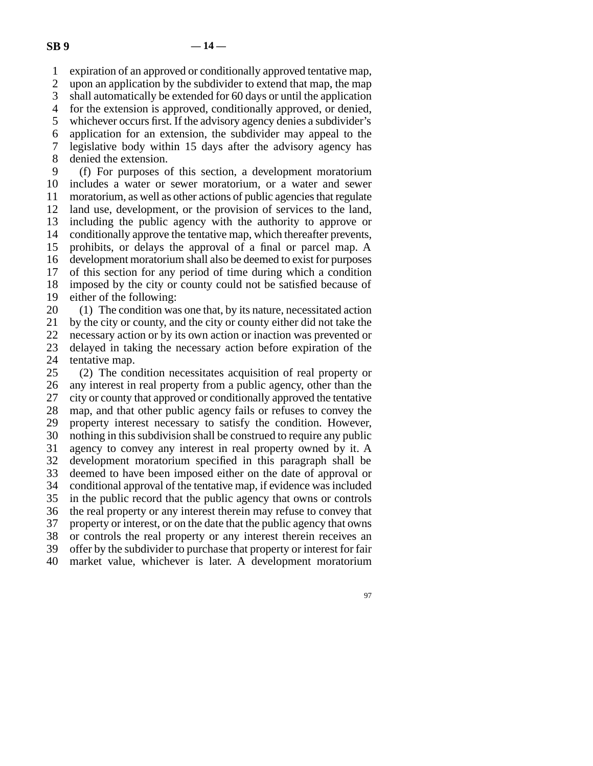expiration of an approved or conditionally approved tentative map, upon an application by the subdivider to extend that map, the map shall automatically be extended for 60 days or until the application for the extension is approved, conditionally approved, or denied, whichever occurs first. If the advisory agency denies a subdivider's application for an extension, the subdivider may appeal to the legislative body within 15 days after the advisory agency has denied the extension.

(f) For purposes of this section, a development moratorium includes a water or sewer moratorium, or a water and sewer moratorium, as well as other actions of public agencies that regulate land use, development, or the provision of services to the land, including the public agency with the authority to approve or conditionally approve the tentative map, which thereafter prevents, prohibits, or delays the approval of a final or parcel map. A development moratorium shall also be deemed to exist for purposes of this section for any period of time during which a condition imposed by the city or county could not be satisfied because of either of the following:

(1) The condition was one that, by its nature, necessitated action by the city or county, and the city or county either did not take the necessary action or by its own action or inaction was prevented or delayed in taking the necessary action before expiration of the tentative map.

(2) The condition necessitates acquisition of real property or any interest in real property from a public agency, other than the city or county that approved or conditionally approved the tentative map, and that other public agency fails or refuses to convey the property interest necessary to satisfy the condition. However, nothing in this subdivision shall be construed to require any public agency to convey any interest in real property owned by it. A development moratorium specified in this paragraph shall be deemed to have been imposed either on the date of approval or conditional approval of the tentative map, if evidence was included in the public record that the public agency that owns or controls the real property or any interest therein may refuse to convey that property or interest, or on the date that the public agency that owns or controls the real property or any interest therein receives an offer by the subdivider to purchase that property or interest for fair market value, whichever is later. A development moratorium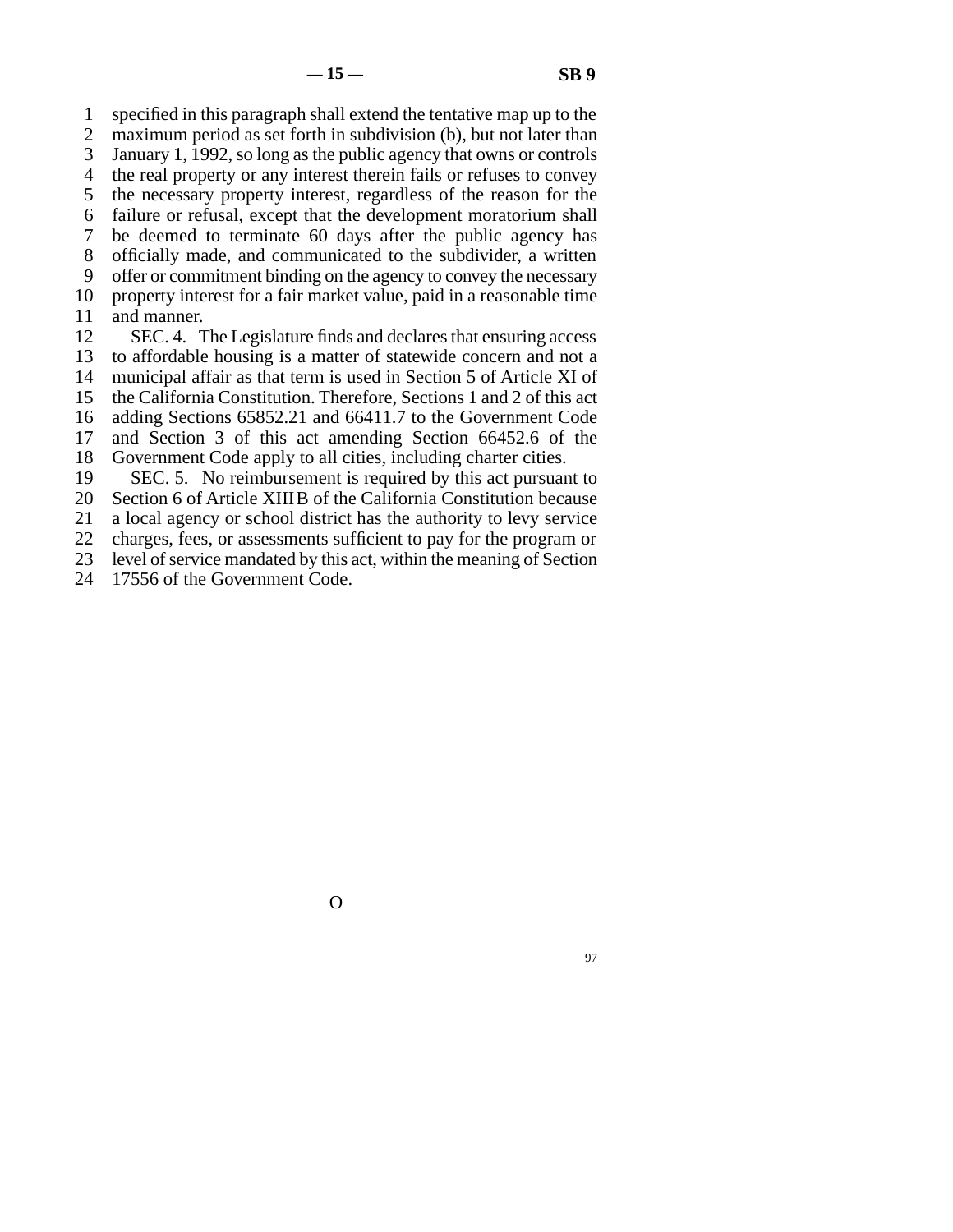specified in this paragraph shall extend the tentative map up to the maximum period as set forth in subdivision (b), but not later than January 1, 1992, so long as the public agency that owns or controls the real property or any interest therein fails or refuses to convey the necessary property interest, regardless of the reason for the failure or refusal, except that the development moratorium shall be deemed to terminate 60 days after the public agency has officially made, and communicated to the subdivider, a written offer or commitment binding on the agency to convey the necessary property interest for a fair market value, paid in a reasonable time and manner.

SEC. 4. The Legislature finds and declares that ensuring access to affordable housing is a matter of statewide concern and not a municipal affair as that term is used in Section 5 of Article XI of the California Constitution. Therefore, Sections 1 and 2 of this act adding Sections 65852.21 and 66411.7 to the Government Code and Section 3 of this act amending Section 66452.6 of the Government Code apply to all cities, including charter cities.

SEC. 5. No reimbursement is required by this act pursuant to Section 6 of Article XIII B of the California Constitution because a local agency or school district has the authority to levy service charges, fees, or assessments sufficient to pay for the program or level of service mandated by this act, within the meaning of Section 17556 of the Government Code.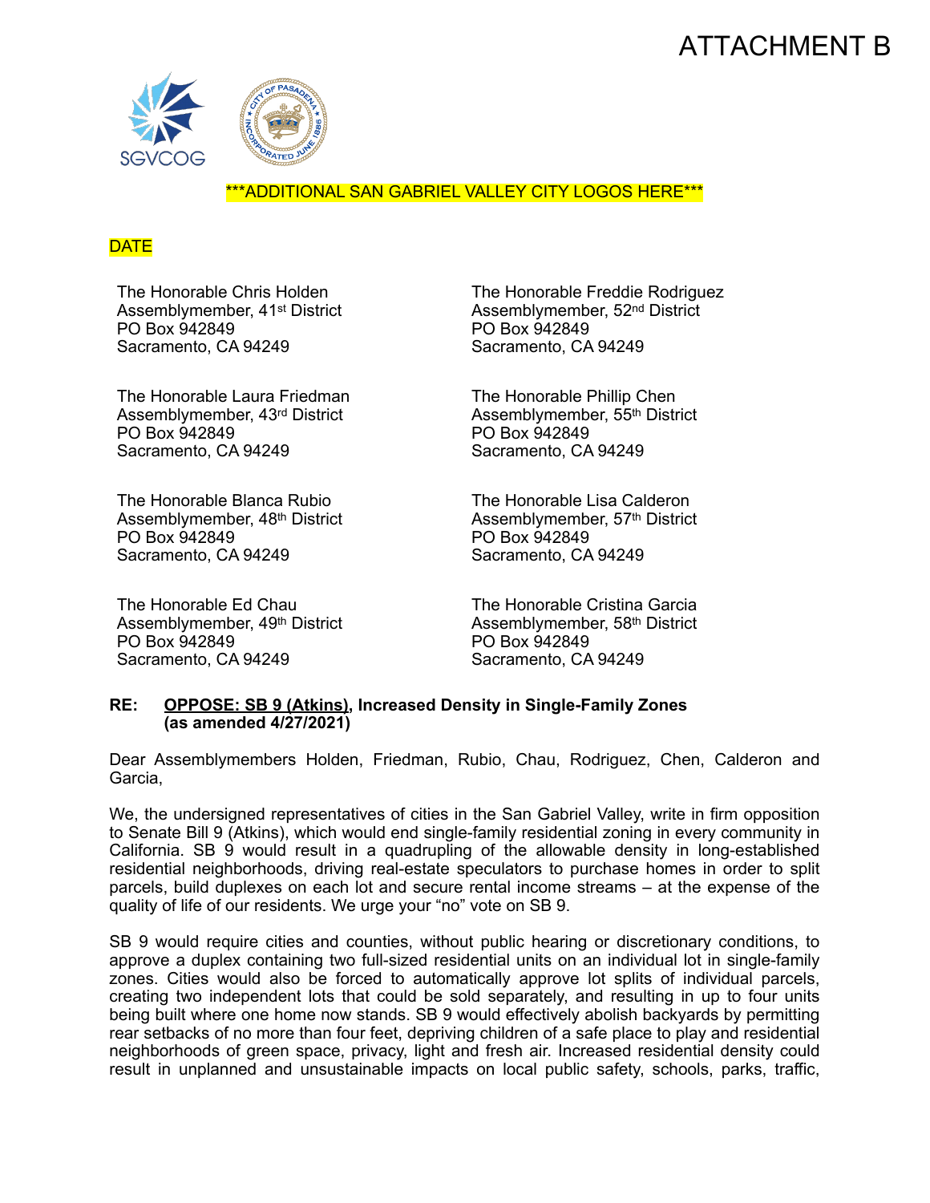ATTACHMENT B

SGVCOG

\*\*\*ADDITIONAL SAN GABRIEL VALLEY CITY LOGOS HERE\*\*\*

DATE

The Honorable Chris Holden
Assemblymember, 41st District
PO Box 942849
Sacramento, CA 94249

The Honorable Laura Friedman
Assemblymember, 43rd District
PO Box 942849
Sacramento, CA 94249

The Honorable Blanca Rubio
Assemblymember, 48th District
PO Box 942849
Sacramento, CA 94249

The Honorable Ed Chau
Assemblymember, 49th District
PO Box 942849
Sacramento, CA 94249

The Honorable Freddie Rodriguez
Assemblymember, 52nd District
PO Box 942849
Sacramento, CA 94249

The Honorable Phillip Chen
Assemblymember, 55th District
PO Box 942849
Sacramento, CA 94249

The Honorable Lisa Calderon
Assemblymember, 57th District
PO Box 942849
Sacramento, CA 94249

The Honorable Cristina Garcia
Assemblymember, 58th District
PO Box 942849
Sacramento, CA 94249

**RE: OPPOSE: SB 9 (Atkins), Increased Density in Single-Family Zones (as amended 4/27/2021)**

Dear Assemblymembers Holden, Friedman, Rubio, Chau, Rodriguez, Chen, Calderon and Garcia,

We, the undersigned representatives of cities in the San Gabriel Valley, write in firm opposition to Senate Bill 9 (Atkins), which would end single-family residential zoning in every community in California. SB 9 would result in a quadrupling of the allowable density in long-established residential neighborhoods, driving real-estate speculators to purchase homes in order to split parcels, build duplexes on each lot and secure rental income streams – at the expense of the quality of life of our residents. We urge your "no" vote on SB 9.

SB 9 would require cities and counties, without public hearing or discretionary conditions, to approve a duplex containing two full-sized residential units on an individual lot in single-family zones. Cities would also be forced to automatically approve lot splits of individual parcels, creating two independent lots that could be sold separately, and resulting in up to four units being built where one home now stands. SB 9 would effectively abolish backyards by permitting rear setbacks of no more than four feet, depriving children of a safe place to play and residential neighborhoods of green space, privacy, light and fresh air. Increased residential density could result in unplanned and unsustainable impacts on local public safety, schools, parks, traffic,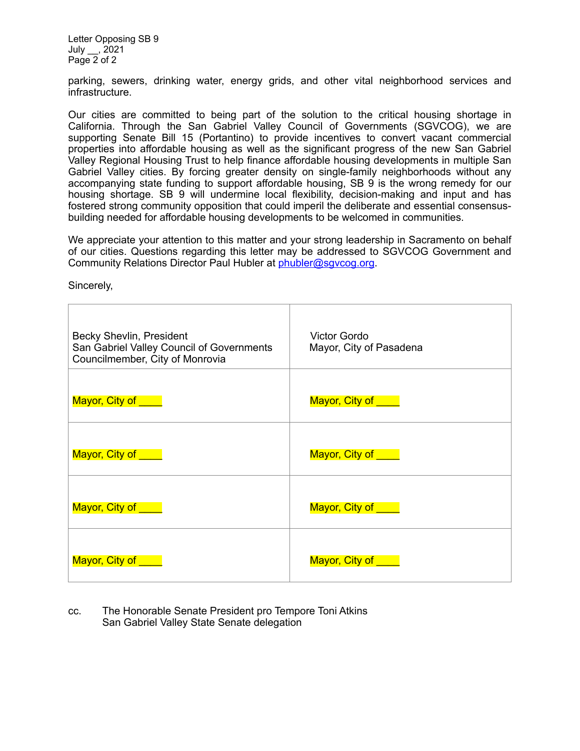parking, sewers, drinking water, energy grids, and other vital neighborhood services and infrastructure.

Our cities are committed to being part of the solution to the critical housing shortage in California. Through the San Gabriel Valley Council of Governments (SGVCOG), we are supporting Senate Bill 15 (Portantino) to provide incentives to convert vacant commercial properties into affordable housing as well as the significant progress of the new San Gabriel Valley Regional Housing Trust to help finance affordable housing developments in multiple San Gabriel Valley cities. By forcing greater density on single-family neighborhoods without any accompanying state funding to support affordable housing, SB 9 is the wrong remedy for our housing shortage. SB 9 will undermine local flexibility, decision-making and input and has fostered strong community opposition that could imperil the deliberate and essential consensus-building needed for affordable housing developments to be welcomed in communities.

We appreciate your attention to this matter and your strong leadership in Sacramento on behalf of our cities. Questions regarding this letter may be addressed to SGVCOG Government and Community Relations Director Paul Hubler at phubler@sgvcog.org.

Sincerely,

| | |
|---|---|
| Becky Shevlin, President<br>San Gabriel Valley Council of Governments<br>Councilmember, City of Monrovia | Victor Gordo<br>Mayor, City of Pasadena |
| Mayor, City of ____ | Mayor, City of ____ |
| Mayor, City of ____ | Mayor, City of ____ |
| Mayor, City of ____ | Mayor, City of ____ |
| Mayor, City of ____ | Mayor, City of ____ |

cc. The Honorable Senate President pro Tempore Toni Atkins
San Gabriel Valley State Senate delegation